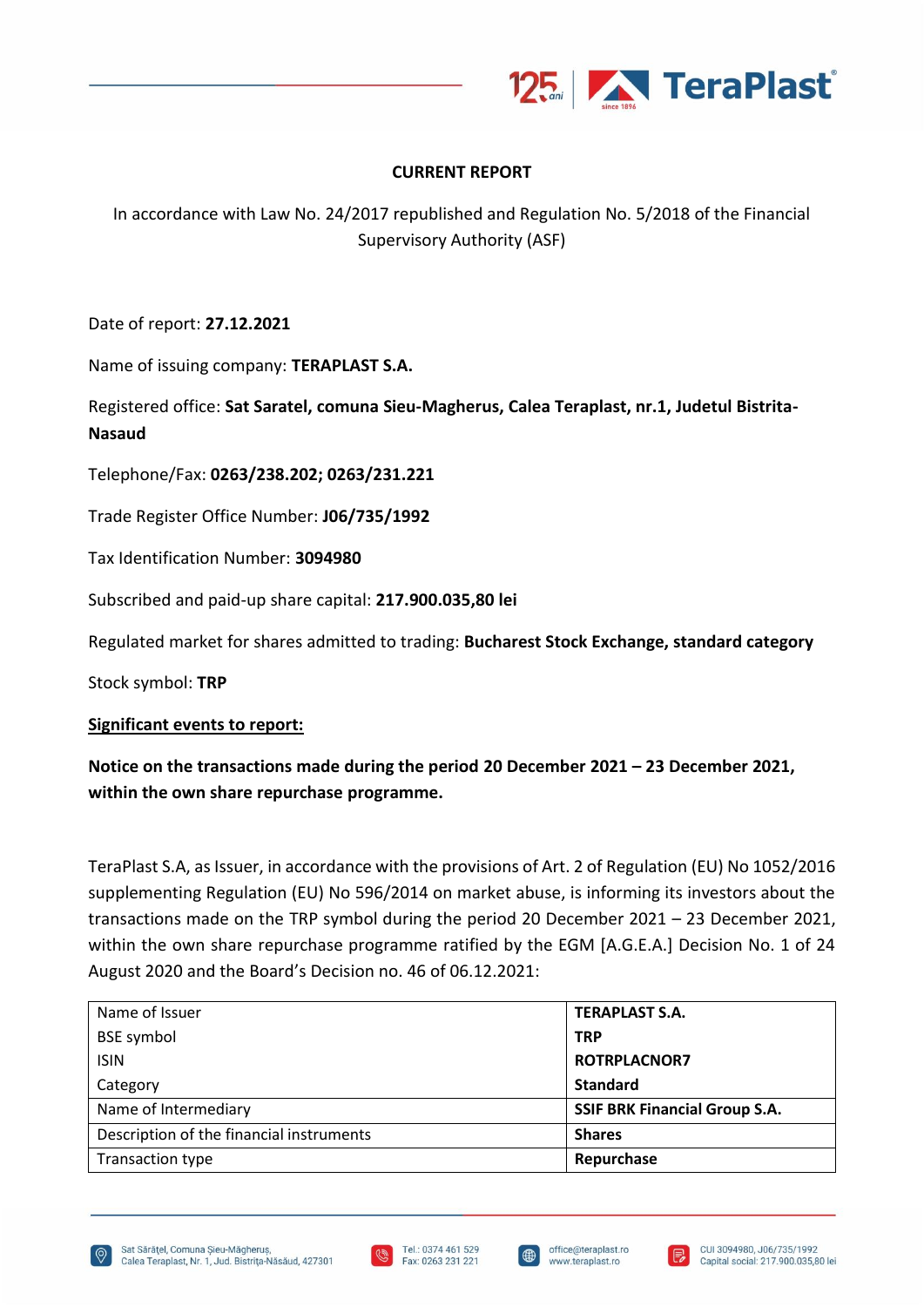## CURRENT REPORT

In accordance with Law No. 24/2017 republished and Regulation No. 5/2018 of the Financial Supervisory Authority (ASF)

Date of report: **27.12.2021**

Name of issuing company: **TERAPLAST S.A.**

Registered office: **Sat Saratel, comuna Sieu-Magherus, Calea Teraplast, nr.1, Judetul Bistrita-Nasaud**

Telephone/Fax: **0263/238.202; 0263/231.221**

Trade Register Office Number: **J06/735/1992**

Tax Identification Number: **3094980**

Subscribed and paid-up share capital: **217.900.035,80 lei**

Regulated market for shares admitted to trading: **Bucharest Stock Exchange, standard category**

Stock symbol: **TRP**

**Significant events to report:**

**Notice on the transactions made during the period 20 December 2021 – 23 December 2021, within the own share repurchase programme.**

TeraPlast S.A, as Issuer, in accordance with the provisions of Art. 2 of Regulation (EU) No 1052/2016 supplementing Regulation (EU) No 596/2014 on market abuse, is informing its investors about the transactions made on the TRP symbol during the period 20 December 2021 – 23 December 2021, within the own share repurchase programme ratified by the EGM [A.G.E.A.] Decision No. 1 of 24 August 2020 and the Board's Decision no. 46 of 06.12.2021:

| | |
|---|---|
| Name of Issuer<br>BSE symbol<br>ISIN<br>Category | **TERAPLAST S.A.**<br>**TRP**<br>**ROTRPLACNOR7**<br>**Standard** |
| Name of Intermediary | **SSIF BRK Financial Group S.A.** |
| Description of the financial instruments | **Shares** |
| Transaction type | **Repurchase** |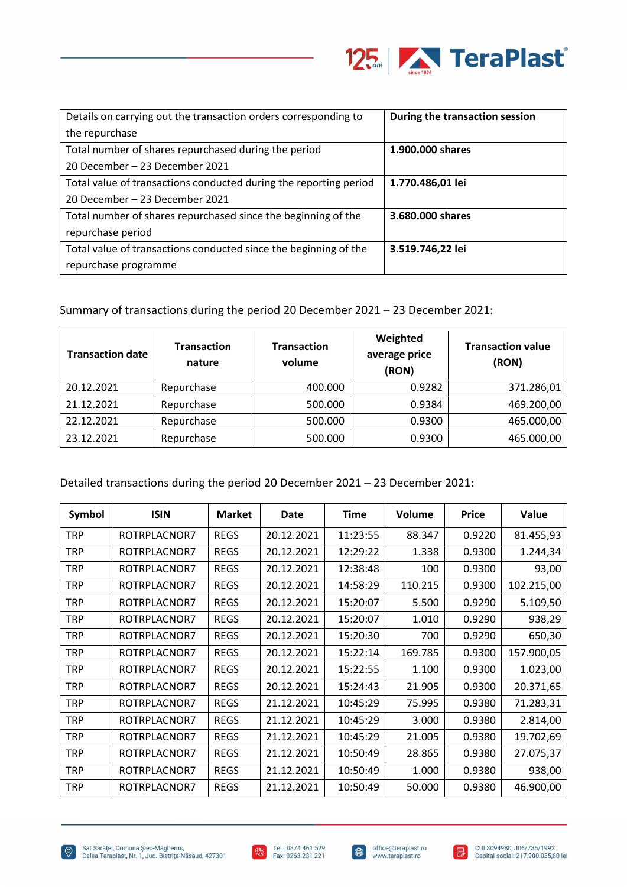| Details on carrying out the transaction orders corresponding to the repurchase | **During the transaction session** |
|---|---|
| Total number of shares repurchased during the period 20 December – 23 December 2021 | **1.900.000 shares** |
| Total value of transactions conducted during the reporting period 20 December – 23 December 2021 | **1.770.486,01 lei** |
| Total number of shares repurchased since the beginning of the repurchase period | **3.680.000 shares** |
| Total value of transactions conducted since the beginning of the repurchase programme | **3.519.746,22 lei** |

Summary of transactions during the period 20 December 2021 – 23 December 2021:

| Transaction date | Transaction nature | Transaction volume | Weighted average price (RON) | Transaction value (RON) |
|---|---|---|---|---|
| 20.12.2021 | Repurchase | 400.000 | 0.9282 | 371.286,01 |
| 21.12.2021 | Repurchase | 500.000 | 0.9384 | 469.200,00 |
| 22.12.2021 | Repurchase | 500.000 | 0.9300 | 465.000,00 |
| 23.12.2021 | Repurchase | 500.000 | 0.9300 | 465.000,00 |

Detailed transactions during the period 20 December 2021 – 23 December 2021:

| Symbol | ISIN | Market | Date | Time | Volume | Price | Value |
|---|---|---|---|---|---|---|---|
| TRP | ROTRPLACNOR7 | REGS | 20.12.2021 | 11:23:55 | 88.347 | 0.9220 | 81.455,93 |
| TRP | ROTRPLACNOR7 | REGS | 20.12.2021 | 12:29:22 | 1.338 | 0.9300 | 1.244,34 |
| TRP | ROTRPLACNOR7 | REGS | 20.12.2021 | 12:38:48 | 100 | 0.9300 | 93,00 |
| TRP | ROTRPLACNOR7 | REGS | 20.12.2021 | 14:58:29 | 110.215 | 0.9300 | 102.215,00 |
| TRP | ROTRPLACNOR7 | REGS | 20.12.2021 | 15:20:07 | 5.500 | 0.9290 | 5.109,50 |
| TRP | ROTRPLACNOR7 | REGS | 20.12.2021 | 15:20:07 | 1.010 | 0.9290 | 938,29 |
| TRP | ROTRPLACNOR7 | REGS | 20.12.2021 | 15:20:30 | 700 | 0.9290 | 650,30 |
| TRP | ROTRPLACNOR7 | REGS | 20.12.2021 | 15:22:14 | 169.785 | 0.9300 | 157.900,05 |
| TRP | ROTRPLACNOR7 | REGS | 20.12.2021 | 15:22:55 | 1.100 | 0.9300 | 1.023,00 |
| TRP | ROTRPLACNOR7 | REGS | 20.12.2021 | 15:24:43 | 21.905 | 0.9300 | 20.371,65 |
| TRP | ROTRPLACNOR7 | REGS | 21.12.2021 | 10:45:29 | 75.995 | 0.9380 | 71.283,31 |
| TRP | ROTRPLACNOR7 | REGS | 21.12.2021 | 10:45:29 | 3.000 | 0.9380 | 2.814,00 |
| TRP | ROTRPLACNOR7 | REGS | 21.12.2021 | 10:45:29 | 21.005 | 0.9380 | 19.702,69 |
| TRP | ROTRPLACNOR7 | REGS | 21.12.2021 | 10:50:49 | 28.865 | 0.9380 | 27.075,37 |
| TRP | ROTRPLACNOR7 | REGS | 21.12.2021 | 10:50:49 | 1.000 | 0.9380 | 938,00 |
| TRP | ROTRPLACNOR7 | REGS | 21.12.2021 | 10:50:49 | 50.000 | 0.9380 | 46.900,00 |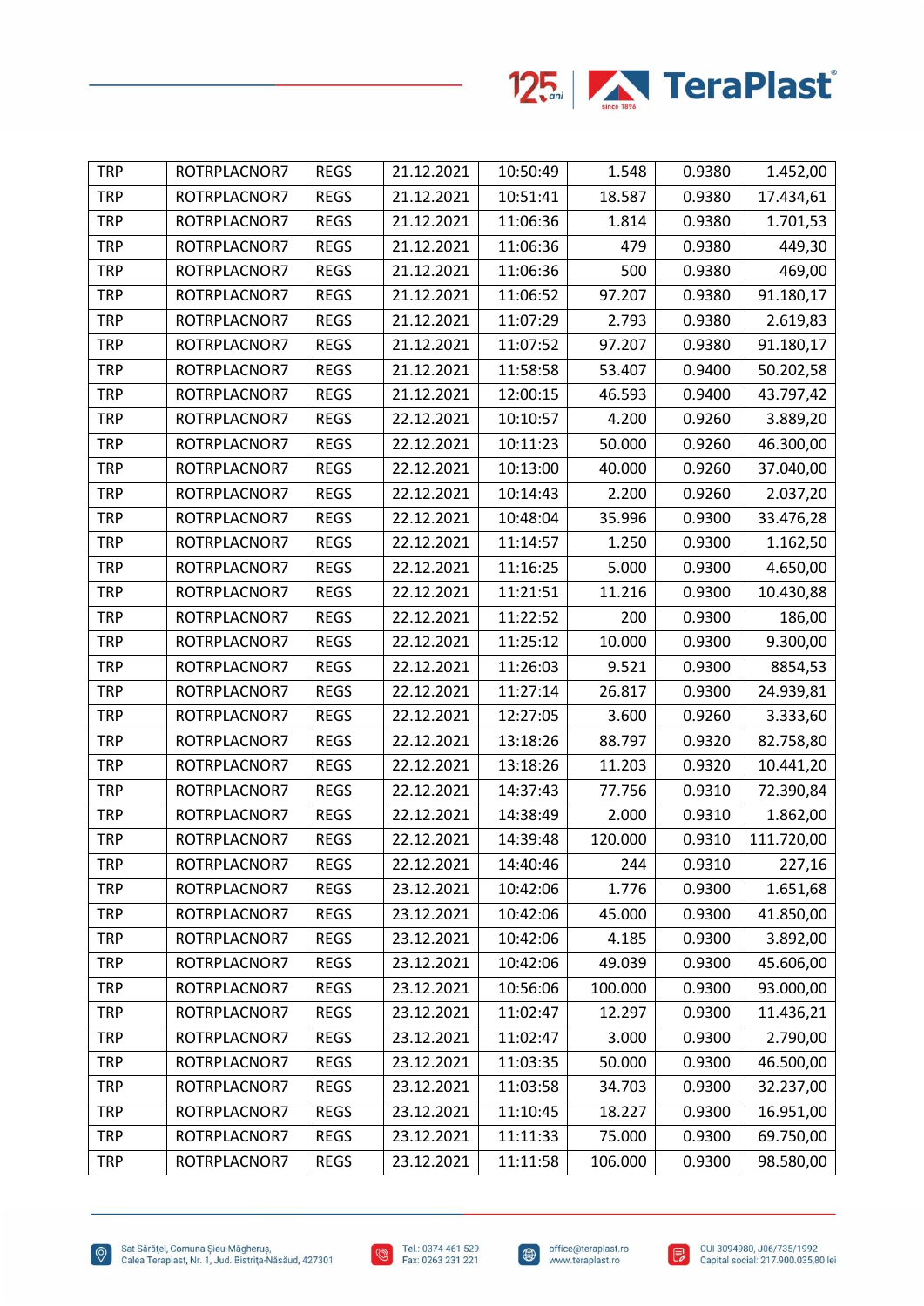| TRP | ROTRPLACNOR7 | REGS | 21.12.2021 | 10:50:49 | 1.548 | 0.9380 | 1.452,00 |
|---|---|---|---|---|---|---|---|
| TRP | ROTRPLACNOR7 | REGS | 21.12.2021 | 10:51:41 | 18.587 | 0.9380 | 17.434,61 |
| TRP | ROTRPLACNOR7 | REGS | 21.12.2021 | 11:06:36 | 1.814 | 0.9380 | 1.701,53 |
| TRP | ROTRPLACNOR7 | REGS | 21.12.2021 | 11:06:36 | 479 | 0.9380 | 449,30 |
| TRP | ROTRPLACNOR7 | REGS | 21.12.2021 | 11:06:36 | 500 | 0.9380 | 469,00 |
| TRP | ROTRPLACNOR7 | REGS | 21.12.2021 | 11:06:52 | 97.207 | 0.9380 | 91.180,17 |
| TRP | ROTRPLACNOR7 | REGS | 21.12.2021 | 11:07:29 | 2.793 | 0.9380 | 2.619,83 |
| TRP | ROTRPLACNOR7 | REGS | 21.12.2021 | 11:07:52 | 97.207 | 0.9380 | 91.180,17 |
| TRP | ROTRPLACNOR7 | REGS | 21.12.2021 | 11:58:58 | 53.407 | 0.9400 | 50.202,58 |
| TRP | ROTRPLACNOR7 | REGS | 21.12.2021 | 12:00:15 | 46.593 | 0.9400 | 43.797,42 |
| TRP | ROTRPLACNOR7 | REGS | 22.12.2021 | 10:10:57 | 4.200 | 0.9260 | 3.889,20 |
| TRP | ROTRPLACNOR7 | REGS | 22.12.2021 | 10:11:23 | 50.000 | 0.9260 | 46.300,00 |
| TRP | ROTRPLACNOR7 | REGS | 22.12.2021 | 10:13:00 | 40.000 | 0.9260 | 37.040,00 |
| TRP | ROTRPLACNOR7 | REGS | 22.12.2021 | 10:14:43 | 2.200 | 0.9260 | 2.037,20 |
| TRP | ROTRPLACNOR7 | REGS | 22.12.2021 | 10:48:04 | 35.996 | 0.9300 | 33.476,28 |
| TRP | ROTRPLACNOR7 | REGS | 22.12.2021 | 11:14:57 | 1.250 | 0.9300 | 1.162,50 |
| TRP | ROTRPLACNOR7 | REGS | 22.12.2021 | 11:16:25 | 5.000 | 0.9300 | 4.650,00 |
| TRP | ROTRPLACNOR7 | REGS | 22.12.2021 | 11:21:51 | 11.216 | 0.9300 | 10.430,88 |
| TRP | ROTRPLACNOR7 | REGS | 22.12.2021 | 11:22:52 | 200 | 0.9300 | 186,00 |
| TRP | ROTRPLACNOR7 | REGS | 22.12.2021 | 11:25:12 | 10.000 | 0.9300 | 9.300,00 |
| TRP | ROTRPLACNOR7 | REGS | 22.12.2021 | 11:26:03 | 9.521 | 0.9300 | 8854,53 |
| TRP | ROTRPLACNOR7 | REGS | 22.12.2021 | 11:27:14 | 26.817 | 0.9300 | 24.939,81 |
| TRP | ROTRPLACNOR7 | REGS | 22.12.2021 | 12:27:05 | 3.600 | 0.9260 | 3.333,60 |
| TRP | ROTRPLACNOR7 | REGS | 22.12.2021 | 13:18:26 | 88.797 | 0.9320 | 82.758,80 |
| TRP | ROTRPLACNOR7 | REGS | 22.12.2021 | 13:18:26 | 11.203 | 0.9320 | 10.441,20 |
| TRP | ROTRPLACNOR7 | REGS | 22.12.2021 | 14:37:43 | 77.756 | 0.9310 | 72.390,84 |
| TRP | ROTRPLACNOR7 | REGS | 22.12.2021 | 14:38:49 | 2.000 | 0.9310 | 1.862,00 |
| TRP | ROTRPLACNOR7 | REGS | 22.12.2021 | 14:39:48 | 120.000 | 0.9310 | 111.720,00 |
| TRP | ROTRPLACNOR7 | REGS | 22.12.2021 | 14:40:46 | 244 | 0.9310 | 227,16 |
| TRP | ROTRPLACNOR7 | REGS | 23.12.2021 | 10:42:06 | 1.776 | 0.9300 | 1.651,68 |
| TRP | ROTRPLACNOR7 | REGS | 23.12.2021 | 10:42:06 | 45.000 | 0.9300 | 41.850,00 |
| TRP | ROTRPLACNOR7 | REGS | 23.12.2021 | 10:42:06 | 4.185 | 0.9300 | 3.892,00 |
| TRP | ROTRPLACNOR7 | REGS | 23.12.2021 | 10:42:06 | 49.039 | 0.9300 | 45.606,00 |
| TRP | ROTRPLACNOR7 | REGS | 23.12.2021 | 10:56:06 | 100.000 | 0.9300 | 93.000,00 |
| TRP | ROTRPLACNOR7 | REGS | 23.12.2021 | 11:02:47 | 12.297 | 0.9300 | 11.436,21 |
| TRP | ROTRPLACNOR7 | REGS | 23.12.2021 | 11:02:47 | 3.000 | 0.9300 | 2.790,00 |
| TRP | ROTRPLACNOR7 | REGS | 23.12.2021 | 11:03:35 | 50.000 | 0.9300 | 46.500,00 |
| TRP | ROTRPLACNOR7 | REGS | 23.12.2021 | 11:03:58 | 34.703 | 0.9300 | 32.237,00 |
| TRP | ROTRPLACNOR7 | REGS | 23.12.2021 | 11:10:45 | 18.227 | 0.9300 | 16.951,00 |
| TRP | ROTRPLACNOR7 | REGS | 23.12.2021 | 11:11:33 | 75.000 | 0.9300 | 69.750,00 |
| TRP | ROTRPLACNOR7 | REGS | 23.12.2021 | 11:11:58 | 106.000 | 0.9300 | 98.580,00 |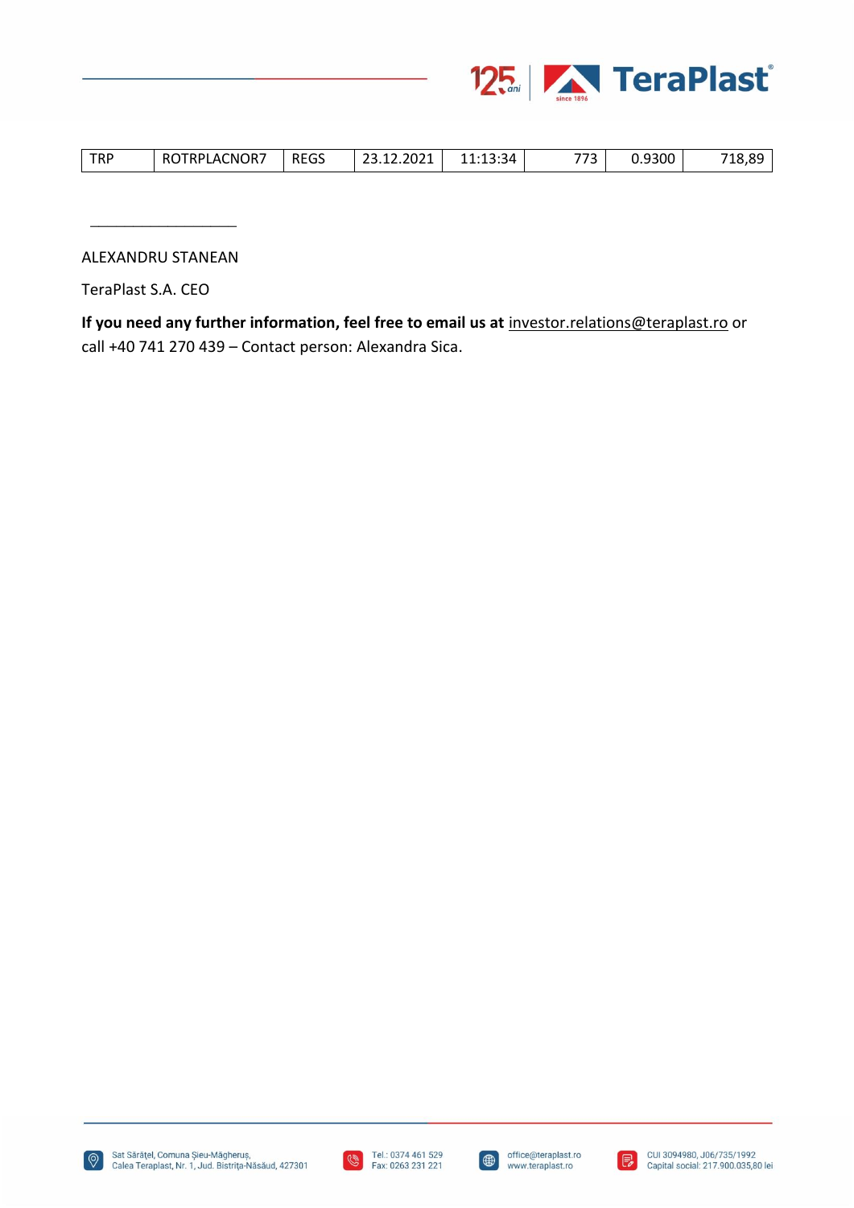| | | | | | | | |
|---|---|---|---|---|---|---|---|
| TRP | ROTRPLACNOR7 | REGS | 23.12.2021 | 11:13:34 | 773 | 0.9300 | 718,89 |

\_\_\_\_\_\_\_\_\_\_\_\_\_\_\_\_\_\_\_\_

ALEXANDRU STANEAN

TeraPlast S.A. CEO

**If you need any further information, feel free to email us at** investor.relations@teraplast.ro or call +40 741 270 439 – Contact person: Alexandra Sica.